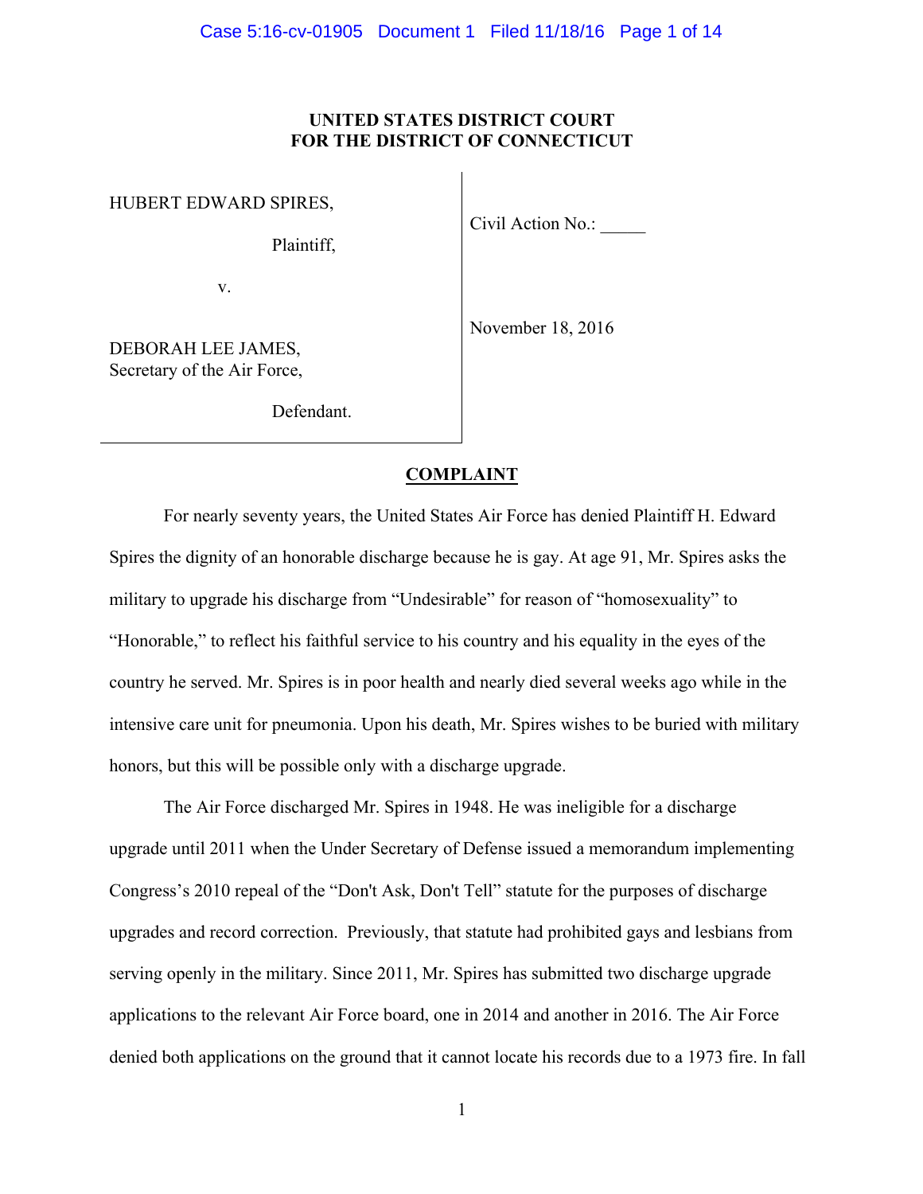**UNITED STATES DISTRICT COURT**
**FOR THE DISTRICT OF CONNECTICUT**

| | |
|---|---|
| HUBERT EDWARD SPIRES,<br><br>Plaintiff,<br><br>v.<br><br>DEBORAH LEE JAMES,<br>Secretary of the Air Force,<br><br>Defendant. | Civil Action No.: _____<br><br>November 18, 2016 |

## COMPLAINT

For nearly seventy years, the United States Air Force has denied Plaintiff H. Edward Spires the dignity of an honorable discharge because he is gay. At age 91, Mr. Spires asks the military to upgrade his discharge from "Undesirable" for reason of "homosexuality" to "Honorable," to reflect his faithful service to his country and his equality in the eyes of the country he served. Mr. Spires is in poor health and nearly died several weeks ago while in the intensive care unit for pneumonia. Upon his death, Mr. Spires wishes to be buried with military honors, but this will be possible only with a discharge upgrade.

The Air Force discharged Mr. Spires in 1948. He was ineligible for a discharge upgrade until 2011 when the Under Secretary of Defense issued a memorandum implementing Congress's 2010 repeal of the "Don't Ask, Don't Tell" statute for the purposes of discharge upgrades and record correction. Previously, that statute had prohibited gays and lesbians from serving openly in the military. Since 2011, Mr. Spires has submitted two discharge upgrade applications to the relevant Air Force board, one in 2014 and another in 2016. The Air Force denied both applications on the ground that it cannot locate his records due to a 1973 fire. In fall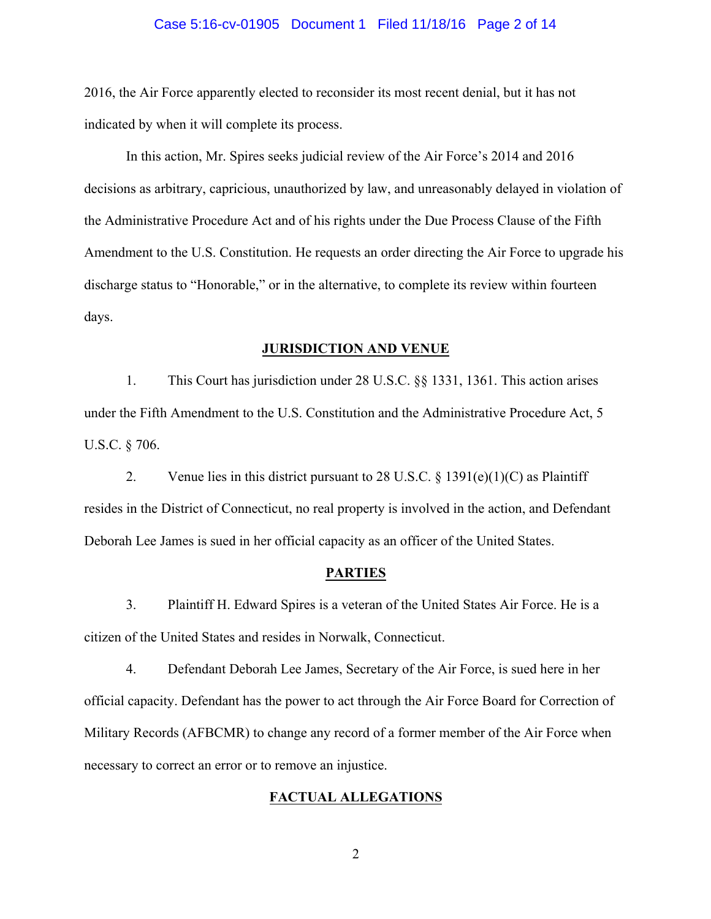2016, the Air Force apparently elected to reconsider its most recent denial, but it has not indicated by when it will complete its process.

In this action, Mr. Spires seeks judicial review of the Air Force's 2014 and 2016 decisions as arbitrary, capricious, unauthorized by law, and unreasonably delayed in violation of the Administrative Procedure Act and of his rights under the Due Process Clause of the Fifth Amendment to the U.S. Constitution. He requests an order directing the Air Force to upgrade his discharge status to "Honorable," or in the alternative, to complete its review within fourteen days.

## JURISDICTION AND VENUE

1. This Court has jurisdiction under 28 U.S.C. §§ 1331, 1361. This action arises under the Fifth Amendment to the U.S. Constitution and the Administrative Procedure Act, 5 U.S.C. § 706.

2. Venue lies in this district pursuant to 28 U.S.C. § 1391(e)(1)(C) as Plaintiff resides in the District of Connecticut, no real property is involved in the action, and Defendant Deborah Lee James is sued in her official capacity as an officer of the United States.

## PARTIES

3. Plaintiff H. Edward Spires is a veteran of the United States Air Force. He is a citizen of the United States and resides in Norwalk, Connecticut.

4. Defendant Deborah Lee James, Secretary of the Air Force, is sued here in her official capacity. Defendant has the power to act through the Air Force Board for Correction of Military Records (AFBCMR) to change any record of a former member of the Air Force when necessary to correct an error or to remove an injustice.

## FACTUAL ALLEGATIONS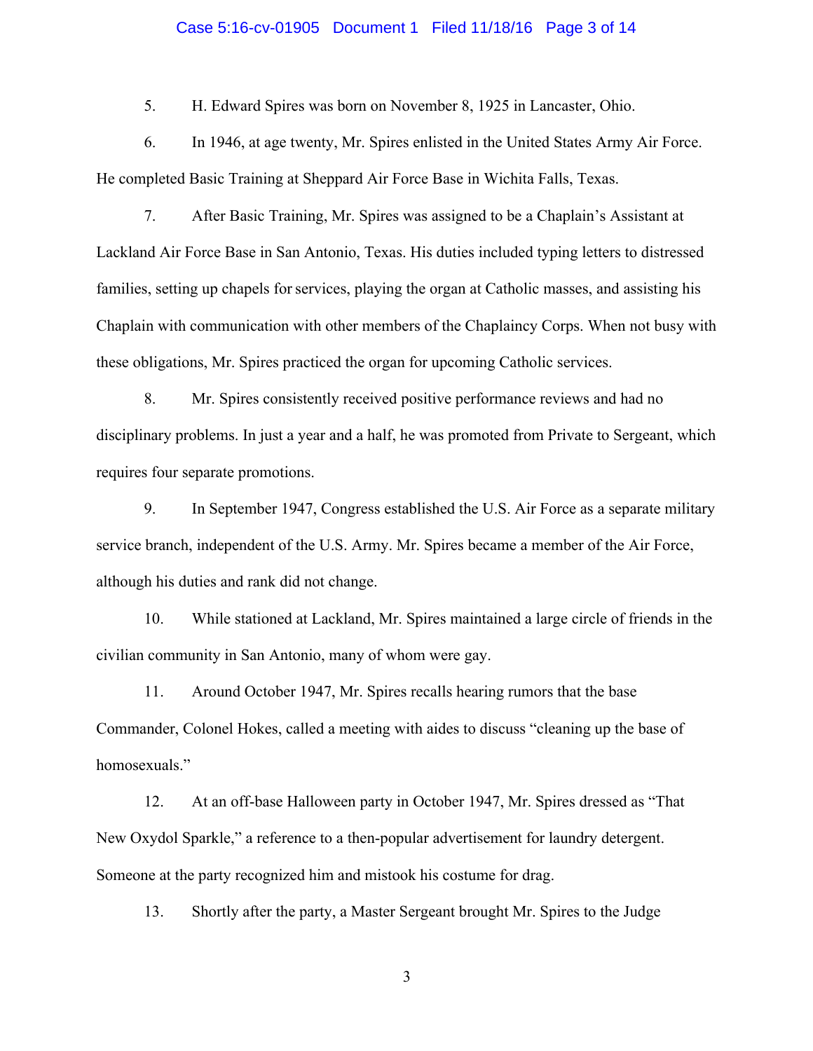5. H. Edward Spires was born on November 8, 1925 in Lancaster, Ohio.

6. In 1946, at age twenty, Mr. Spires enlisted in the United States Army Air Force. He completed Basic Training at Sheppard Air Force Base in Wichita Falls, Texas.

7. After Basic Training, Mr. Spires was assigned to be a Chaplain's Assistant at Lackland Air Force Base in San Antonio, Texas. His duties included typing letters to distressed families, setting up chapels for services, playing the organ at Catholic masses, and assisting his Chaplain with communication with other members of the Chaplaincy Corps. When not busy with these obligations, Mr. Spires practiced the organ for upcoming Catholic services.

8. Mr. Spires consistently received positive performance reviews and had no disciplinary problems. In just a year and a half, he was promoted from Private to Sergeant, which requires four separate promotions.

9. In September 1947, Congress established the U.S. Air Force as a separate military service branch, independent of the U.S. Army. Mr. Spires became a member of the Air Force, although his duties and rank did not change.

10. While stationed at Lackland, Mr. Spires maintained a large circle of friends in the civilian community in San Antonio, many of whom were gay.

11. Around October 1947, Mr. Spires recalls hearing rumors that the base Commander, Colonel Hokes, called a meeting with aides to discuss "cleaning up the base of homosexuals."

12. At an off-base Halloween party in October 1947, Mr. Spires dressed as "That New Oxydol Sparkle," a reference to a then-popular advertisement for laundry detergent. Someone at the party recognized him and mistook his costume for drag.

13. Shortly after the party, a Master Sergeant brought Mr. Spires to the Judge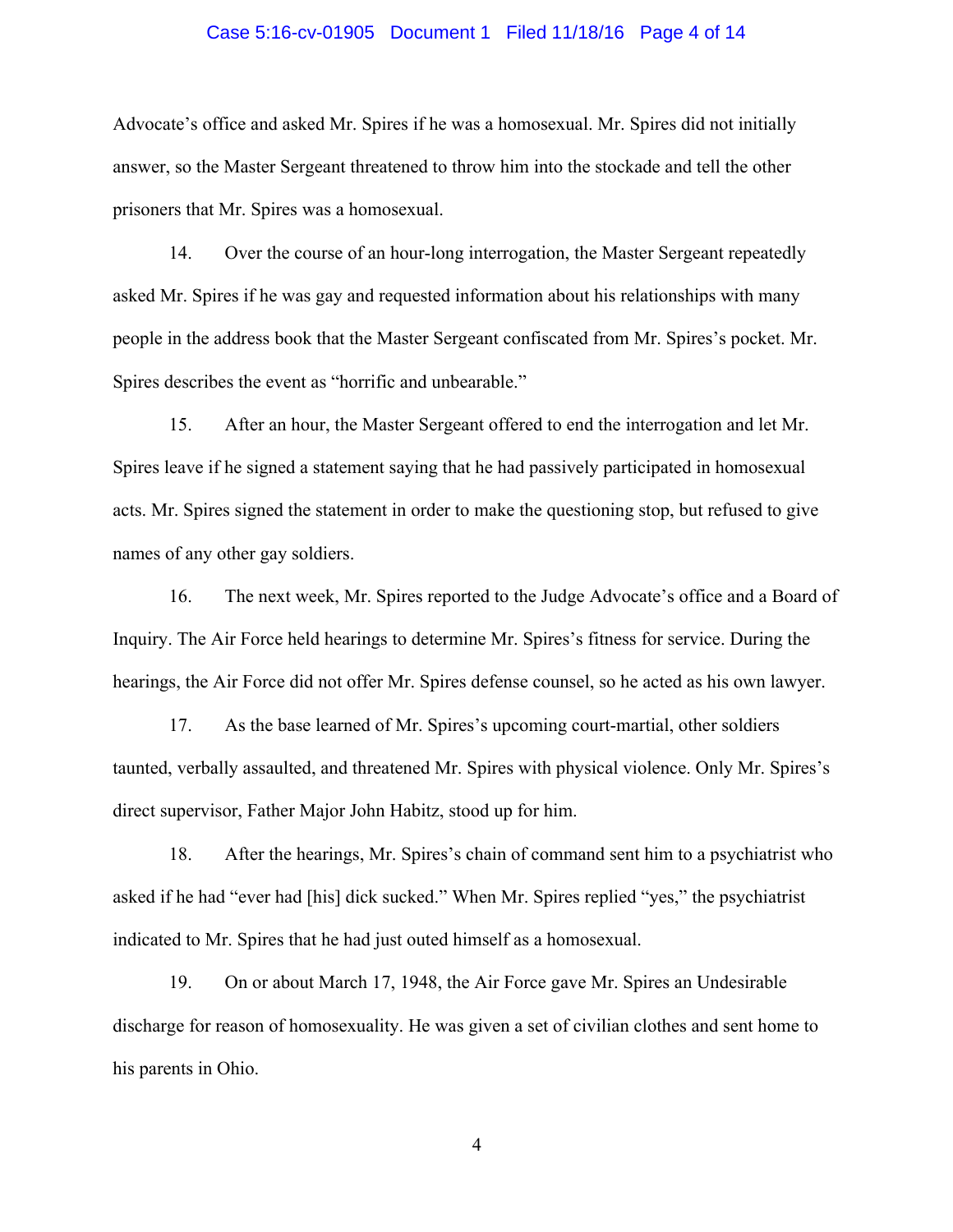Advocate's office and asked Mr. Spires if he was a homosexual. Mr. Spires did not initially answer, so the Master Sergeant threatened to throw him into the stockade and tell the other prisoners that Mr. Spires was a homosexual.

14. Over the course of an hour-long interrogation, the Master Sergeant repeatedly asked Mr. Spires if he was gay and requested information about his relationships with many people in the address book that the Master Sergeant confiscated from Mr. Spires's pocket. Mr. Spires describes the event as "horrific and unbearable."

15. After an hour, the Master Sergeant offered to end the interrogation and let Mr. Spires leave if he signed a statement saying that he had passively participated in homosexual acts. Mr. Spires signed the statement in order to make the questioning stop, but refused to give names of any other gay soldiers.

16. The next week, Mr. Spires reported to the Judge Advocate's office and a Board of Inquiry. The Air Force held hearings to determine Mr. Spires's fitness for service. During the hearings, the Air Force did not offer Mr. Spires defense counsel, so he acted as his own lawyer.

17. As the base learned of Mr. Spires's upcoming court-martial, other soldiers taunted, verbally assaulted, and threatened Mr. Spires with physical violence. Only Mr. Spires's direct supervisor, Father Major John Habitz, stood up for him.

18. After the hearings, Mr. Spires's chain of command sent him to a psychiatrist who asked if he had "ever had [his] dick sucked." When Mr. Spires replied "yes," the psychiatrist indicated to Mr. Spires that he had just outed himself as a homosexual.

19. On or about March 17, 1948, the Air Force gave Mr. Spires an Undesirable discharge for reason of homosexuality. He was given a set of civilian clothes and sent home to his parents in Ohio.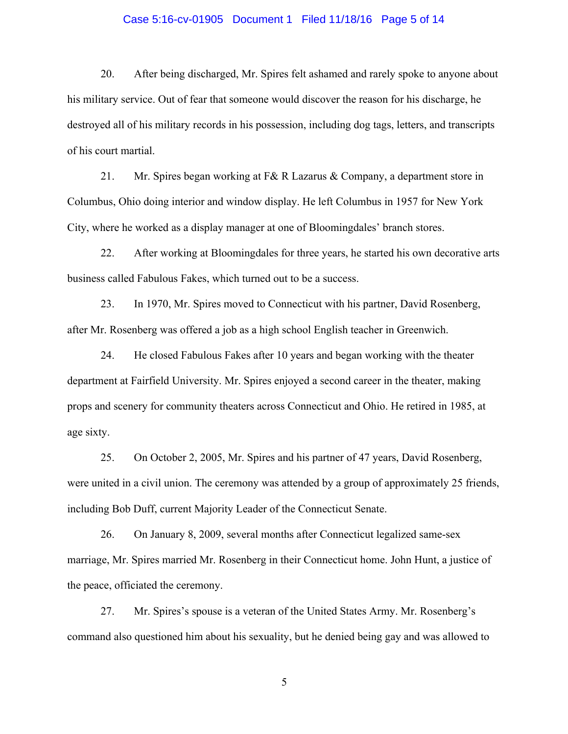20. After being discharged, Mr. Spires felt ashamed and rarely spoke to anyone about his military service. Out of fear that someone would discover the reason for his discharge, he destroyed all of his military records in his possession, including dog tags, letters, and transcripts of his court martial.

21. Mr. Spires began working at F& R Lazarus & Company, a department store in Columbus, Ohio doing interior and window display. He left Columbus in 1957 for New York City, where he worked as a display manager at one of Bloomingdales' branch stores.

22. After working at Bloomingdales for three years, he started his own decorative arts business called Fabulous Fakes, which turned out to be a success.

23. In 1970, Mr. Spires moved to Connecticut with his partner, David Rosenberg, after Mr. Rosenberg was offered a job as a high school English teacher in Greenwich.

24. He closed Fabulous Fakes after 10 years and began working with the theater department at Fairfield University. Mr. Spires enjoyed a second career in the theater, making props and scenery for community theaters across Connecticut and Ohio. He retired in 1985, at age sixty.

25. On October 2, 2005, Mr. Spires and his partner of 47 years, David Rosenberg, were united in a civil union. The ceremony was attended by a group of approximately 25 friends, including Bob Duff, current Majority Leader of the Connecticut Senate.

26. On January 8, 2009, several months after Connecticut legalized same-sex marriage, Mr. Spires married Mr. Rosenberg in their Connecticut home. John Hunt, a justice of the peace, officiated the ceremony.

27. Mr. Spires's spouse is a veteran of the United States Army. Mr. Rosenberg's command also questioned him about his sexuality, but he denied being gay and was allowed to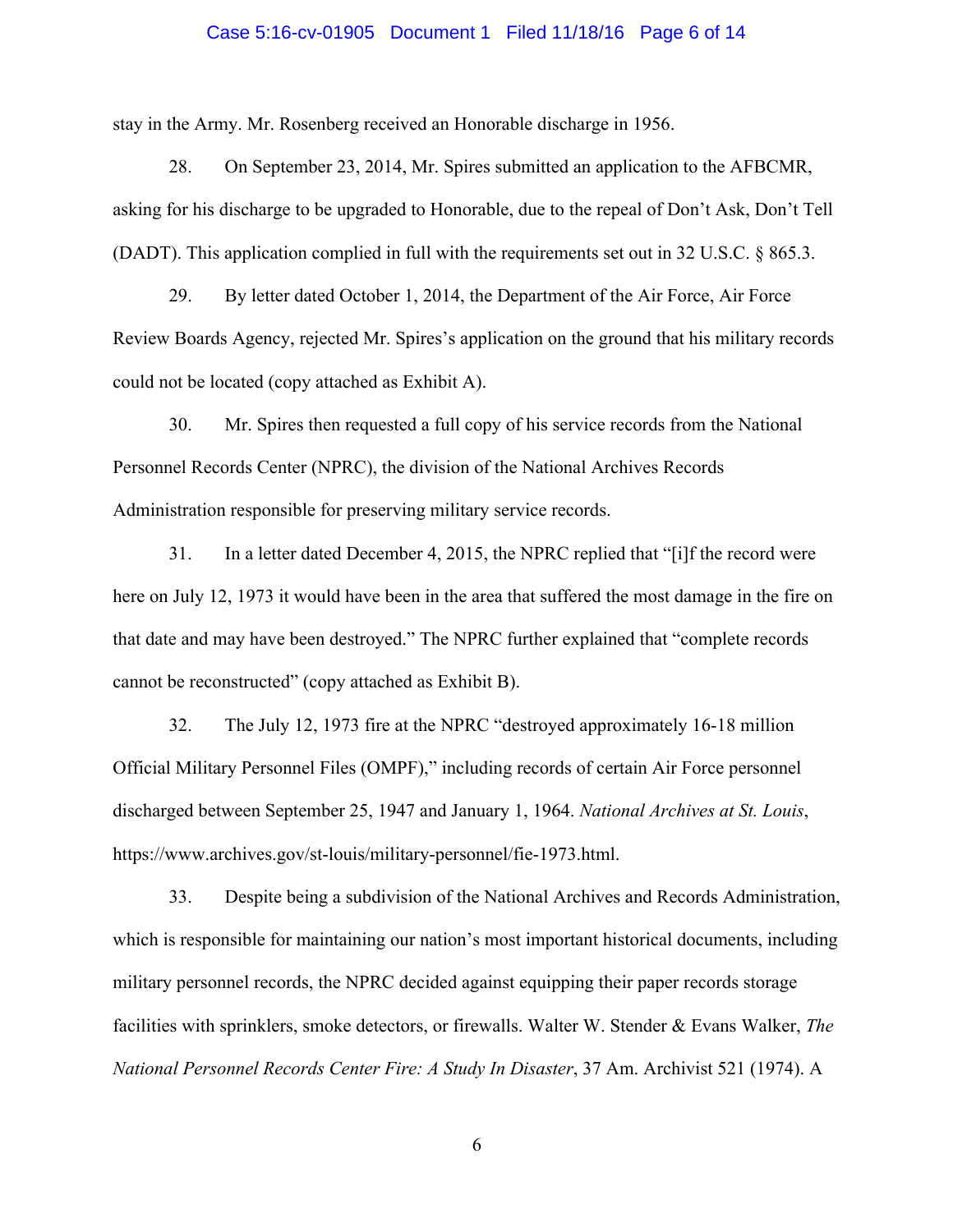stay in the Army. Mr. Rosenberg received an Honorable discharge in 1956.

28. On September 23, 2014, Mr. Spires submitted an application to the AFBCMR, asking for his discharge to be upgraded to Honorable, due to the repeal of Don't Ask, Don't Tell (DADT). This application complied in full with the requirements set out in 32 U.S.C. § 865.3.

29. By letter dated October 1, 2014, the Department of the Air Force, Air Force Review Boards Agency, rejected Mr. Spires's application on the ground that his military records could not be located (copy attached as Exhibit A).

30. Mr. Spires then requested a full copy of his service records from the National Personnel Records Center (NPRC), the division of the National Archives Records Administration responsible for preserving military service records.

31. In a letter dated December 4, 2015, the NPRC replied that "[i]f the record were here on July 12, 1973 it would have been in the area that suffered the most damage in the fire on that date and may have been destroyed." The NPRC further explained that "complete records cannot be reconstructed" (copy attached as Exhibit B).

32. The July 12, 1973 fire at the NPRC "destroyed approximately 16-18 million Official Military Personnel Files (OMPF)," including records of certain Air Force personnel discharged between September 25, 1947 and January 1, 1964. *National Archives at St. Louis*, https://www.archives.gov/st-louis/military-personnel/fie-1973.html.

33. Despite being a subdivision of the National Archives and Records Administration, which is responsible for maintaining our nation's most important historical documents, including military personnel records, the NPRC decided against equipping their paper records storage facilities with sprinklers, smoke detectors, or firewalls. Walter W. Stender & Evans Walker, *The National Personnel Records Center Fire: A Study In Disaster*, 37 Am. Archivist 521 (1974). A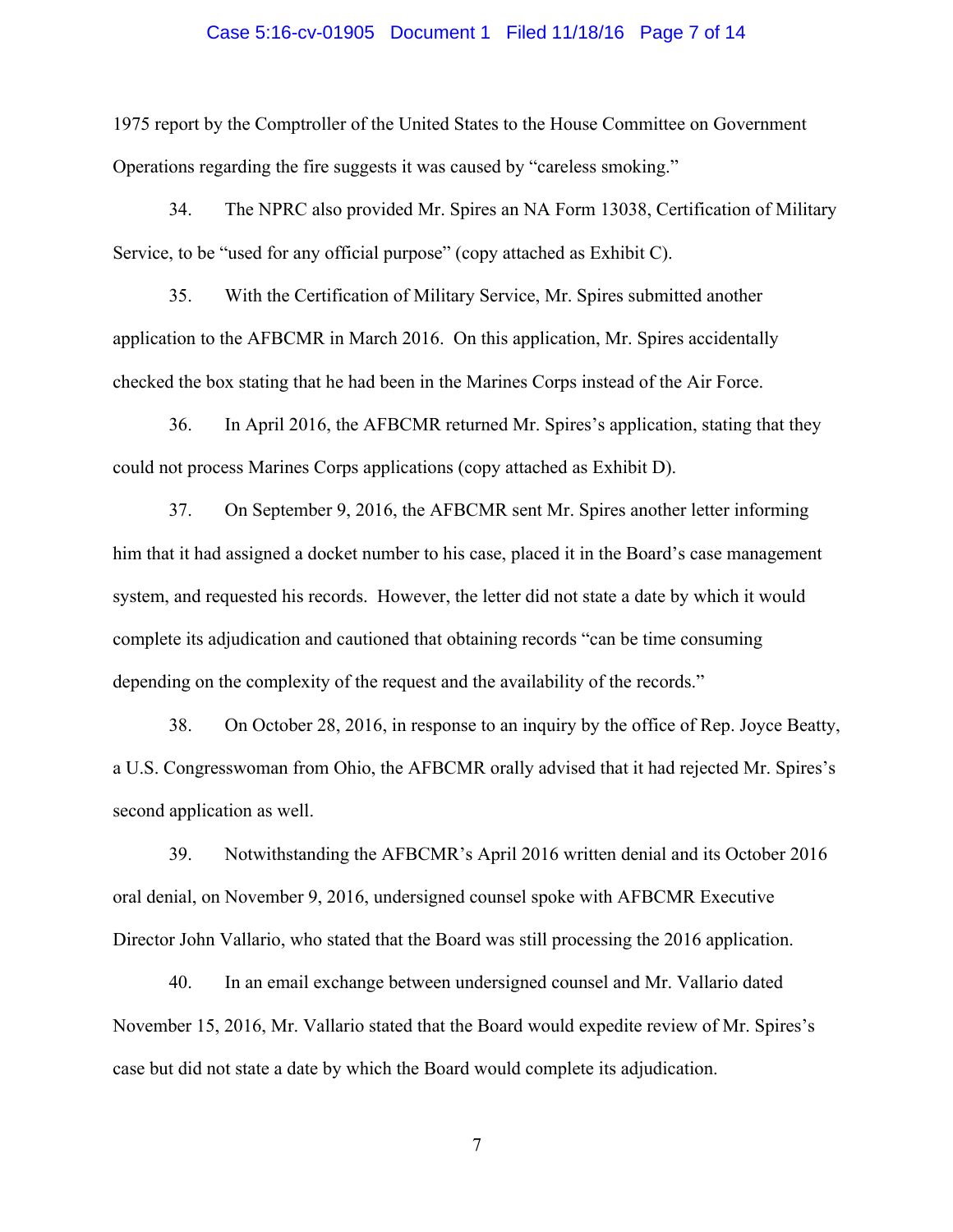1975 report by the Comptroller of the United States to the House Committee on Government Operations regarding the fire suggests it was caused by "careless smoking."

34. The NPRC also provided Mr. Spires an NA Form 13038, Certification of Military Service, to be "used for any official purpose" (copy attached as Exhibit C).

35. With the Certification of Military Service, Mr. Spires submitted another application to the AFBCMR in March 2016. On this application, Mr. Spires accidentally checked the box stating that he had been in the Marines Corps instead of the Air Force.

36. In April 2016, the AFBCMR returned Mr. Spires's application, stating that they could not process Marines Corps applications (copy attached as Exhibit D).

37. On September 9, 2016, the AFBCMR sent Mr. Spires another letter informing him that it had assigned a docket number to his case, placed it in the Board's case management system, and requested his records. However, the letter did not state a date by which it would complete its adjudication and cautioned that obtaining records "can be time consuming depending on the complexity of the request and the availability of the records."

38. On October 28, 2016, in response to an inquiry by the office of Rep. Joyce Beatty, a U.S. Congresswoman from Ohio, the AFBCMR orally advised that it had rejected Mr. Spires's second application as well.

39. Notwithstanding the AFBCMR's April 2016 written denial and its October 2016 oral denial, on November 9, 2016, undersigned counsel spoke with AFBCMR Executive Director John Vallario, who stated that the Board was still processing the 2016 application.

40. In an email exchange between undersigned counsel and Mr. Vallario dated November 15, 2016, Mr. Vallario stated that the Board would expedite review of Mr. Spires's case but did not state a date by which the Board would complete its adjudication.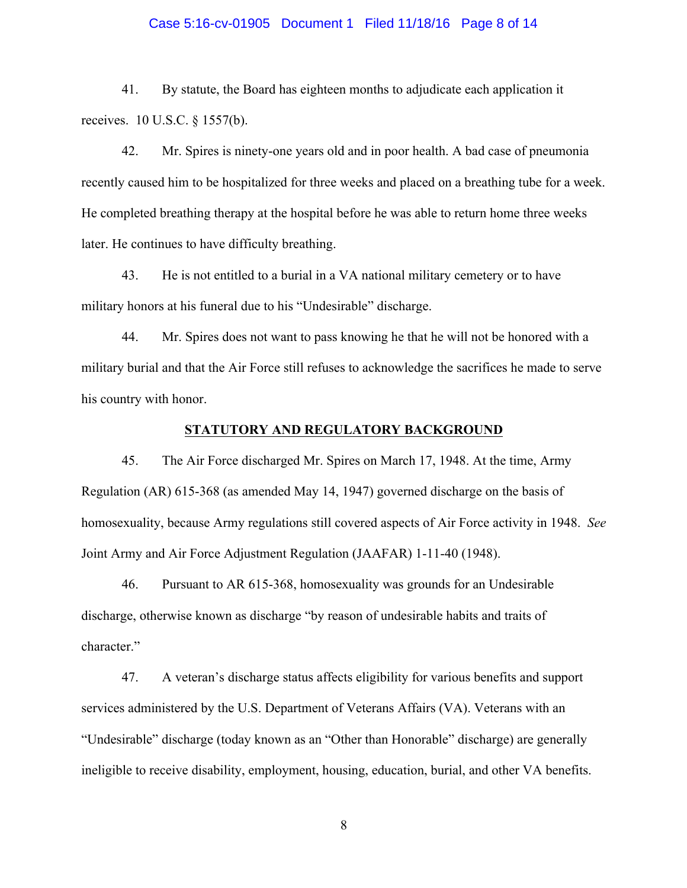41. By statute, the Board has eighteen months to adjudicate each application it receives. 10 U.S.C. § 1557(b).

42. Mr. Spires is ninety-one years old and in poor health. A bad case of pneumonia recently caused him to be hospitalized for three weeks and placed on a breathing tube for a week. He completed breathing therapy at the hospital before he was able to return home three weeks later. He continues to have difficulty breathing.

43. He is not entitled to a burial in a VA national military cemetery or to have military honors at his funeral due to his "Undesirable" discharge.

44. Mr. Spires does not want to pass knowing he that he will not be honored with a military burial and that the Air Force still refuses to acknowledge the sacrifices he made to serve his country with honor.

## STATUTORY AND REGULATORY BACKGROUND

45. The Air Force discharged Mr. Spires on March 17, 1948. At the time, Army Regulation (AR) 615-368 (as amended May 14, 1947) governed discharge on the basis of homosexuality, because Army regulations still covered aspects of Air Force activity in 1948. *See* Joint Army and Air Force Adjustment Regulation (JAAFAR) 1-11-40 (1948).

46. Pursuant to AR 615-368, homosexuality was grounds for an Undesirable discharge, otherwise known as discharge "by reason of undesirable habits and traits of character."

47. A veteran's discharge status affects eligibility for various benefits and support services administered by the U.S. Department of Veterans Affairs (VA). Veterans with an "Undesirable" discharge (today known as an "Other than Honorable" discharge) are generally ineligible to receive disability, employment, housing, education, burial, and other VA benefits.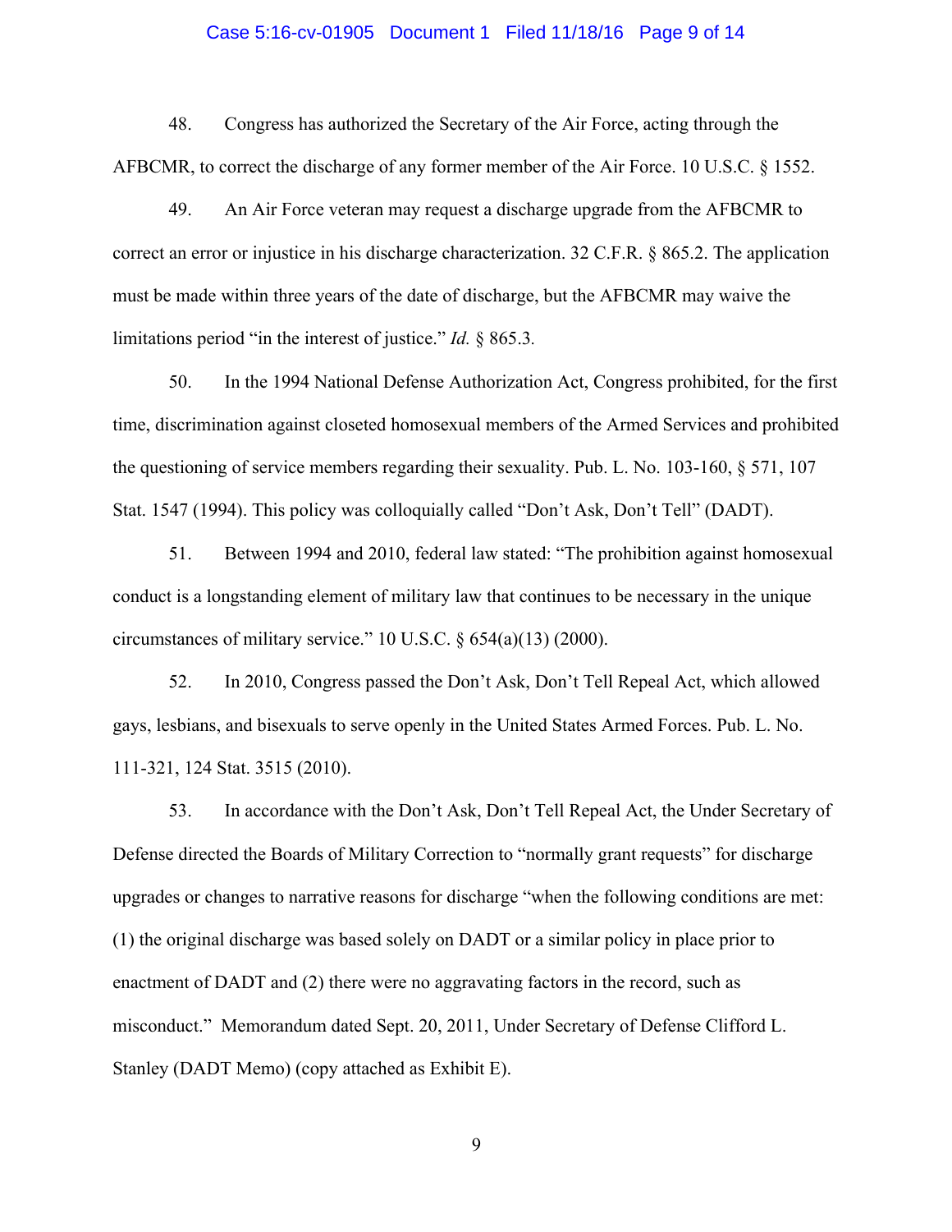48. Congress has authorized the Secretary of the Air Force, acting through the AFBCMR, to correct the discharge of any former member of the Air Force. 10 U.S.C. § 1552.

49. An Air Force veteran may request a discharge upgrade from the AFBCMR to correct an error or injustice in his discharge characterization. 32 C.F.R. § 865.2. The application must be made within three years of the date of discharge, but the AFBCMR may waive the limitations period "in the interest of justice." *Id.* § 865.3.

50. In the 1994 National Defense Authorization Act, Congress prohibited, for the first time, discrimination against closeted homosexual members of the Armed Services and prohibited the questioning of service members regarding their sexuality. Pub. L. No. 103-160, § 571, 107 Stat. 1547 (1994). This policy was colloquially called "Don't Ask, Don't Tell" (DADT).

51. Between 1994 and 2010, federal law stated: "The prohibition against homosexual conduct is a longstanding element of military law that continues to be necessary in the unique circumstances of military service." 10 U.S.C. § 654(a)(13) (2000).

52. In 2010, Congress passed the Don't Ask, Don't Tell Repeal Act, which allowed gays, lesbians, and bisexuals to serve openly in the United States Armed Forces. Pub. L. No. 111-321, 124 Stat. 3515 (2010).

53. In accordance with the Don't Ask, Don't Tell Repeal Act, the Under Secretary of Defense directed the Boards of Military Correction to "normally grant requests" for discharge upgrades or changes to narrative reasons for discharge "when the following conditions are met: (1) the original discharge was based solely on DADT or a similar policy in place prior to enactment of DADT and (2) there were no aggravating factors in the record, such as misconduct." Memorandum dated Sept. 20, 2011, Under Secretary of Defense Clifford L. Stanley (DADT Memo) (copy attached as Exhibit E).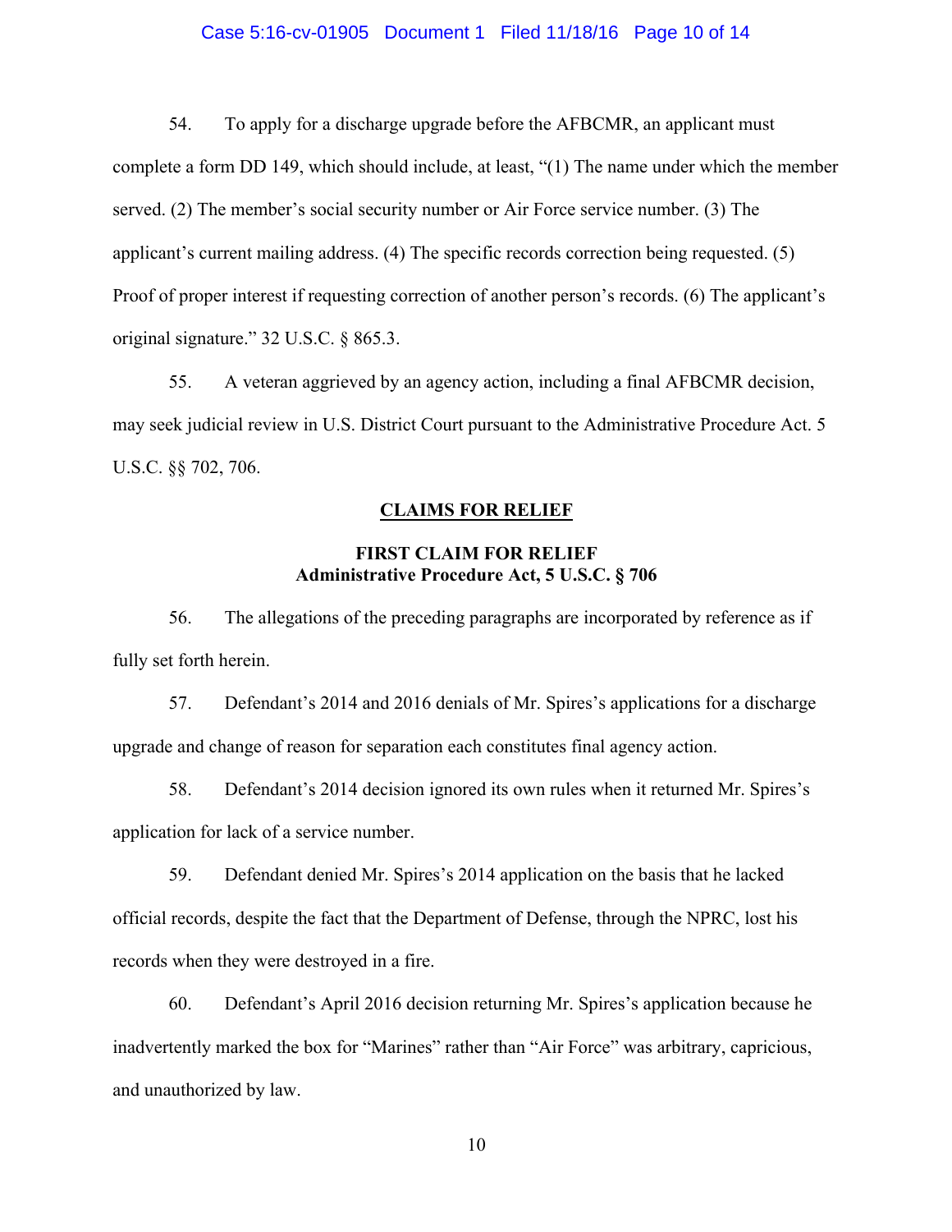54. To apply for a discharge upgrade before the AFBCMR, an applicant must complete a form DD 149, which should include, at least, "(1) The name under which the member served. (2) The member's social security number or Air Force service number. (3) The applicant's current mailing address. (4) The specific records correction being requested. (5) Proof of proper interest if requesting correction of another person's records. (6) The applicant's original signature." 32 U.S.C. § 865.3.

55. A veteran aggrieved by an agency action, including a final AFBCMR decision, may seek judicial review in U.S. District Court pursuant to the Administrative Procedure Act. 5 U.S.C. §§ 702, 706.

## CLAIMS FOR RELIEF

### FIRST CLAIM FOR RELIEF
### Administrative Procedure Act, 5 U.S.C. § 706

56. The allegations of the preceding paragraphs are incorporated by reference as if fully set forth herein.

57. Defendant's 2014 and 2016 denials of Mr. Spires's applications for a discharge upgrade and change of reason for separation each constitutes final agency action.

58. Defendant's 2014 decision ignored its own rules when it returned Mr. Spires's application for lack of a service number.

59. Defendant denied Mr. Spires's 2014 application on the basis that he lacked official records, despite the fact that the Department of Defense, through the NPRC, lost his records when they were destroyed in a fire.

60. Defendant's April 2016 decision returning Mr. Spires's application because he inadvertently marked the box for "Marines" rather than "Air Force" was arbitrary, capricious, and unauthorized by law.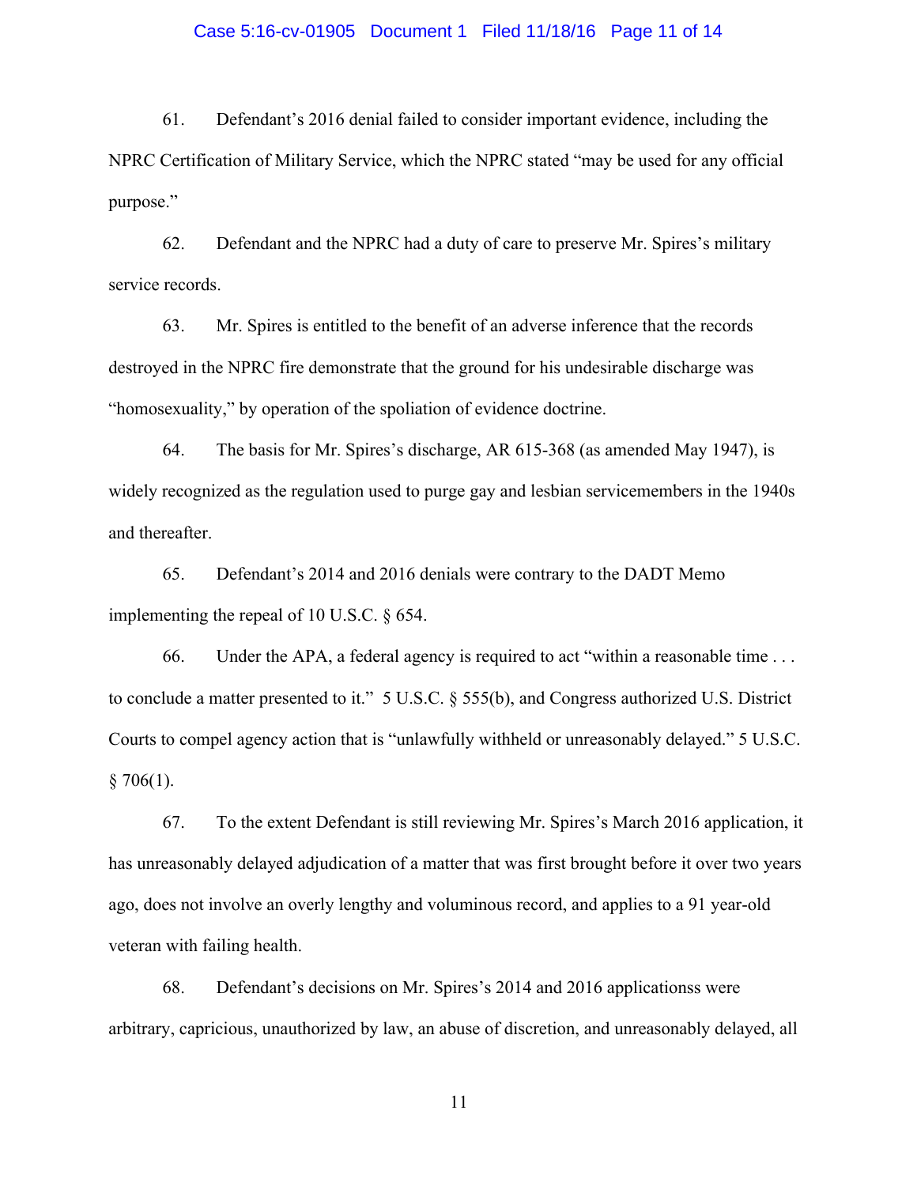61. Defendant's 2016 denial failed to consider important evidence, including the NPRC Certification of Military Service, which the NPRC stated "may be used for any official purpose."

62. Defendant and the NPRC had a duty of care to preserve Mr. Spires's military service records.

63. Mr. Spires is entitled to the benefit of an adverse inference that the records destroyed in the NPRC fire demonstrate that the ground for his undesirable discharge was "homosexuality," by operation of the spoliation of evidence doctrine.

64. The basis for Mr. Spires's discharge, AR 615-368 (as amended May 1947), is widely recognized as the regulation used to purge gay and lesbian servicemembers in the 1940s and thereafter.

65. Defendant's 2014 and 2016 denials were contrary to the DADT Memo implementing the repeal of 10 U.S.C. § 654.

66. Under the APA, a federal agency is required to act "within a reasonable time . . . to conclude a matter presented to it." 5 U.S.C. § 555(b), and Congress authorized U.S. District Courts to compel agency action that is "unlawfully withheld or unreasonably delayed." 5 U.S.C. § 706(1).

67. To the extent Defendant is still reviewing Mr. Spires's March 2016 application, it has unreasonably delayed adjudication of a matter that was first brought before it over two years ago, does not involve an overly lengthy and voluminous record, and applies to a 91 year-old veteran with failing health.

68. Defendant's decisions on Mr. Spires's 2014 and 2016 applicationss were arbitrary, capricious, unauthorized by law, an abuse of discretion, and unreasonably delayed, all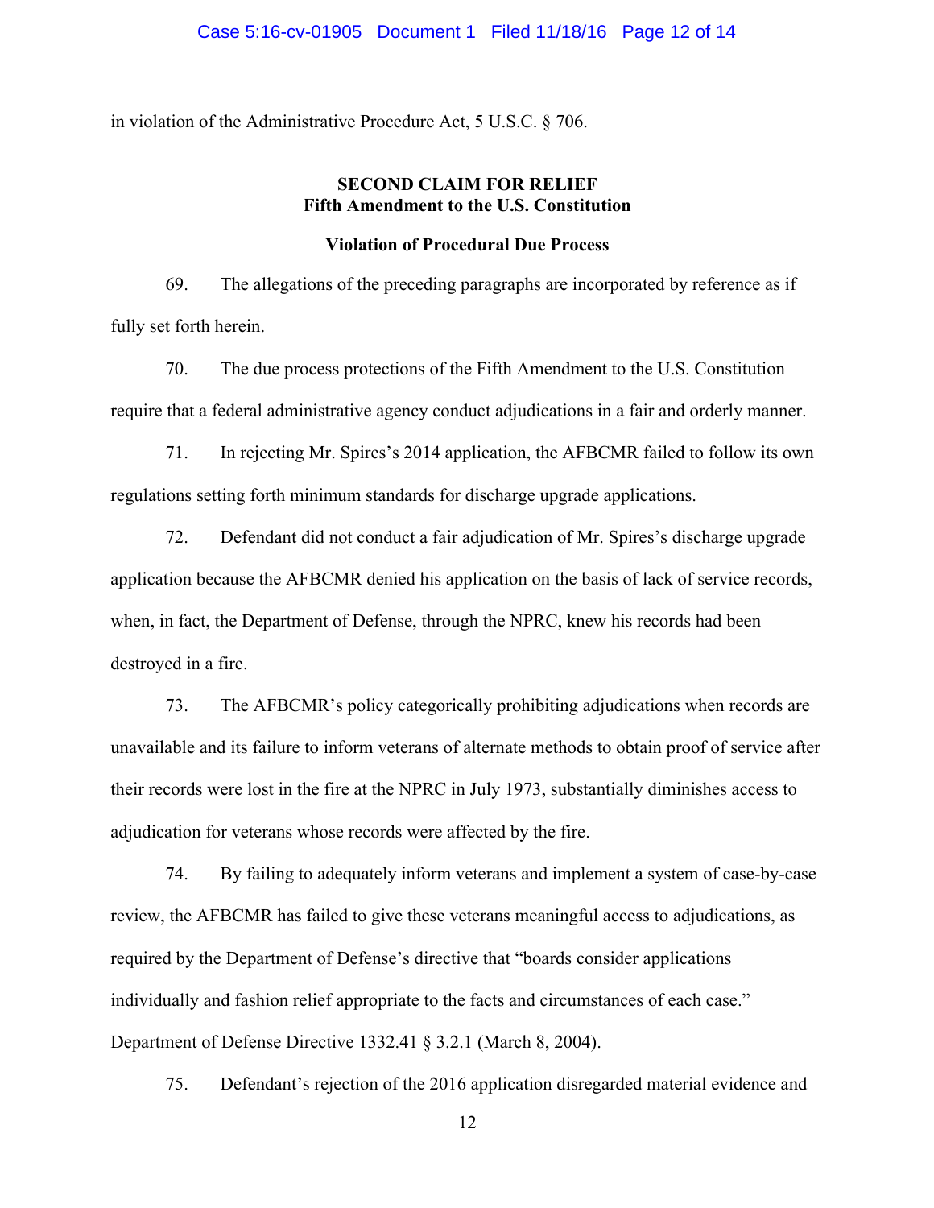in violation of the Administrative Procedure Act, 5 U.S.C. § 706.

**SECOND CLAIM FOR RELIEF**
**Fifth Amendment to the U.S. Constitution**

**Violation of Procedural Due Process**

69. The allegations of the preceding paragraphs are incorporated by reference as if fully set forth herein.

70. The due process protections of the Fifth Amendment to the U.S. Constitution require that a federal administrative agency conduct adjudications in a fair and orderly manner.

71. In rejecting Mr. Spires's 2014 application, the AFBCMR failed to follow its own regulations setting forth minimum standards for discharge upgrade applications.

72. Defendant did not conduct a fair adjudication of Mr. Spires's discharge upgrade application because the AFBCMR denied his application on the basis of lack of service records, when, in fact, the Department of Defense, through the NPRC, knew his records had been destroyed in a fire.

73. The AFBCMR's policy categorically prohibiting adjudications when records are unavailable and its failure to inform veterans of alternate methods to obtain proof of service after their records were lost in the fire at the NPRC in July 1973, substantially diminishes access to adjudication for veterans whose records were affected by the fire.

74. By failing to adequately inform veterans and implement a system of case-by-case review, the AFBCMR has failed to give these veterans meaningful access to adjudications, as required by the Department of Defense's directive that "boards consider applications individually and fashion relief appropriate to the facts and circumstances of each case." Department of Defense Directive 1332.41 § 3.2.1 (March 8, 2004).

75. Defendant's rejection of the 2016 application disregarded material evidence and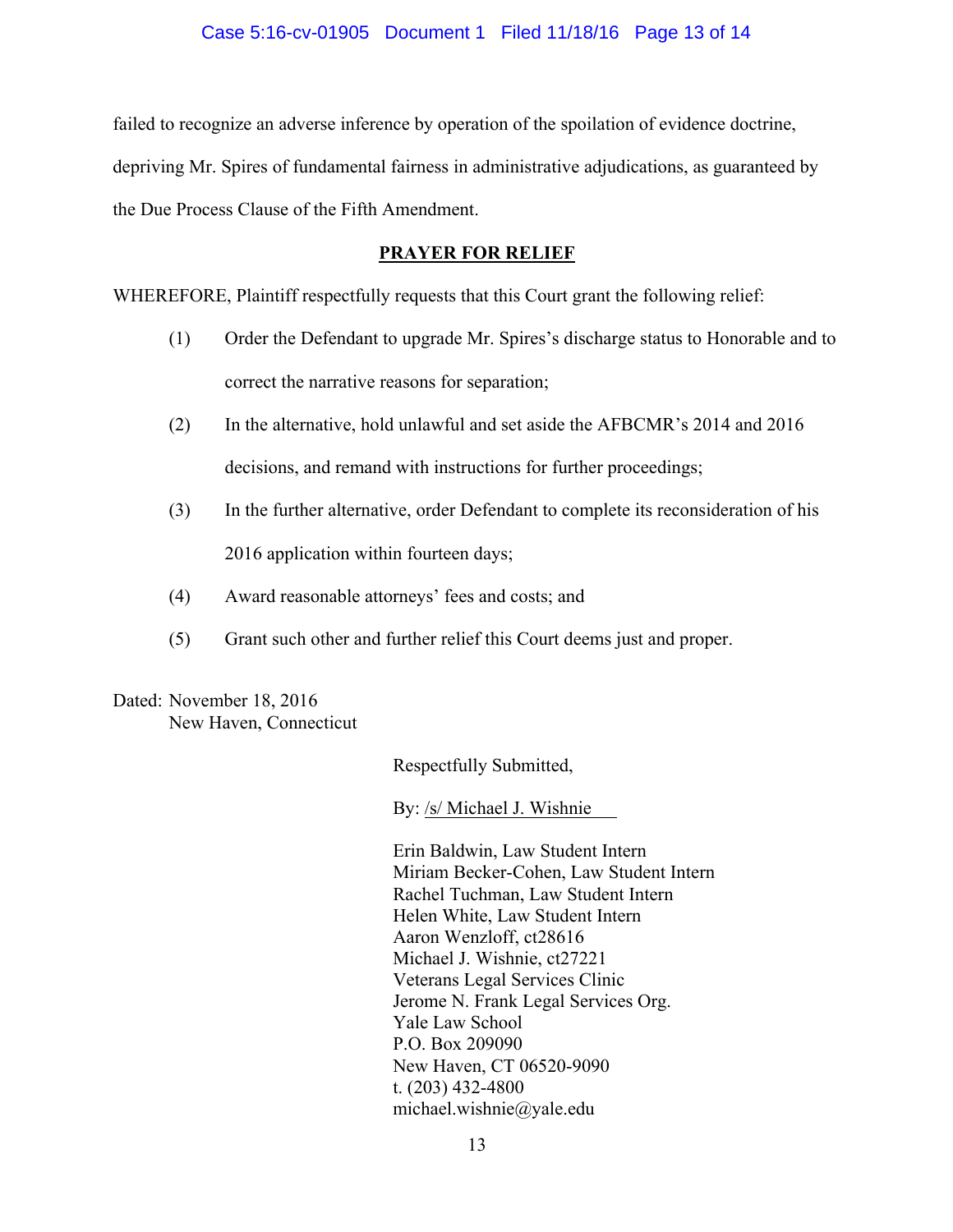failed to recognize an adverse inference by operation of the spoliation of evidence doctrine, depriving Mr. Spires of fundamental fairness in administrative adjudications, as guaranteed by the Due Process Clause of the Fifth Amendment.

## PRAYER FOR RELIEF

WHEREFORE, Plaintiff respectfully requests that this Court grant the following relief:

(1) Order the Defendant to upgrade Mr. Spires's discharge status to Honorable and to correct the narrative reasons for separation;

(2) In the alternative, hold unlawful and set aside the AFBCMR's 2014 and 2016 decisions, and remand with instructions for further proceedings;

(3) In the further alternative, order Defendant to complete its reconsideration of his 2016 application within fourteen days;

(4) Award reasonable attorneys' fees and costs; and

(5) Grant such other and further relief this Court deems just and proper.

Dated: November 18, 2016
New Haven, Connecticut

Respectfully Submitted,

By: /s/ Michael J. Wishnie

Erin Baldwin, Law Student Intern
Miriam Becker-Cohen, Law Student Intern
Rachel Tuchman, Law Student Intern
Helen White, Law Student Intern
Aaron Wenzloff, ct28616
Michael J. Wishnie, ct27221
Veterans Legal Services Clinic
Jerome N. Frank Legal Services Org.
Yale Law School
P.O. Box 209090
New Haven, CT 06520-9090
t. (203) 432-4800
michael.wishnie@yale.edu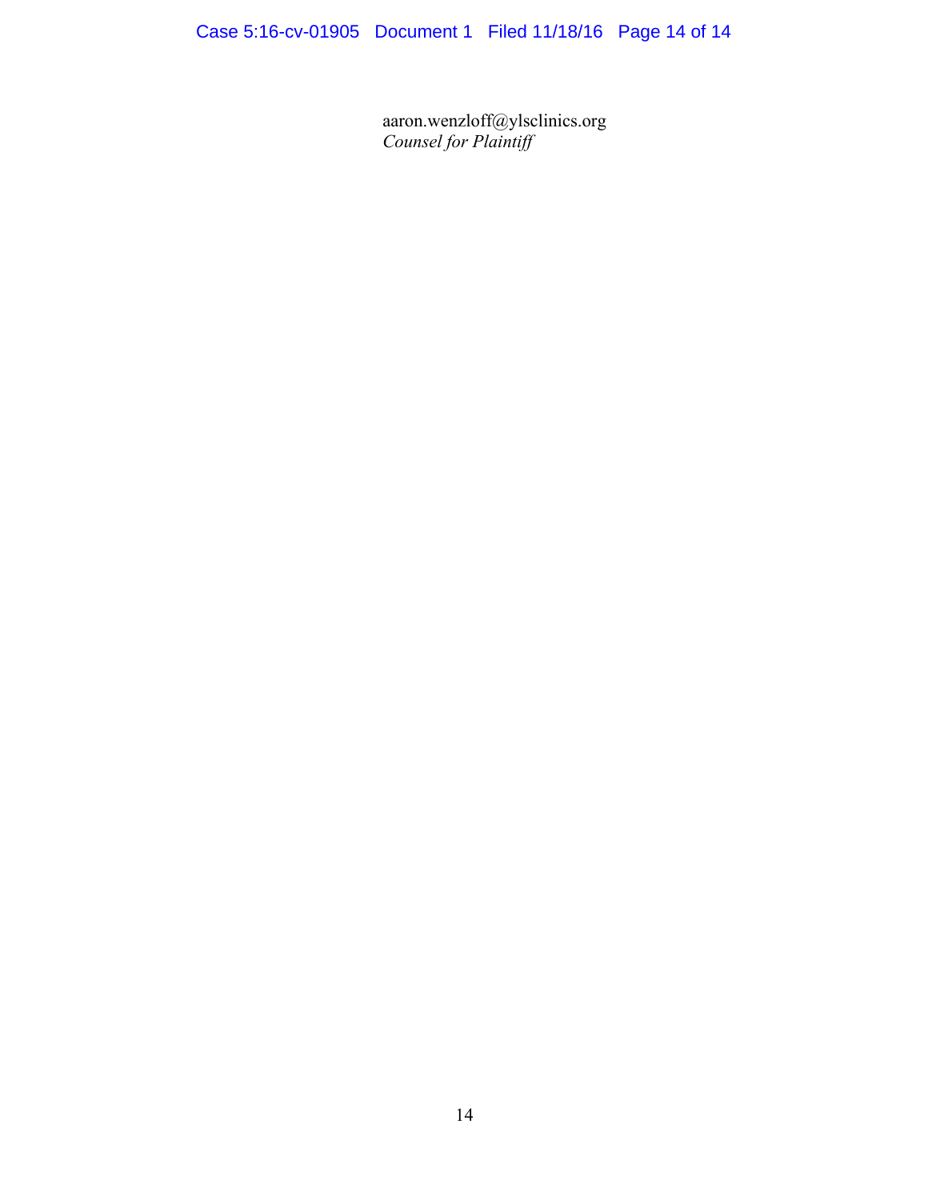aaron.wenzloff@ylsclinics.org
*Counsel for Plaintiff*